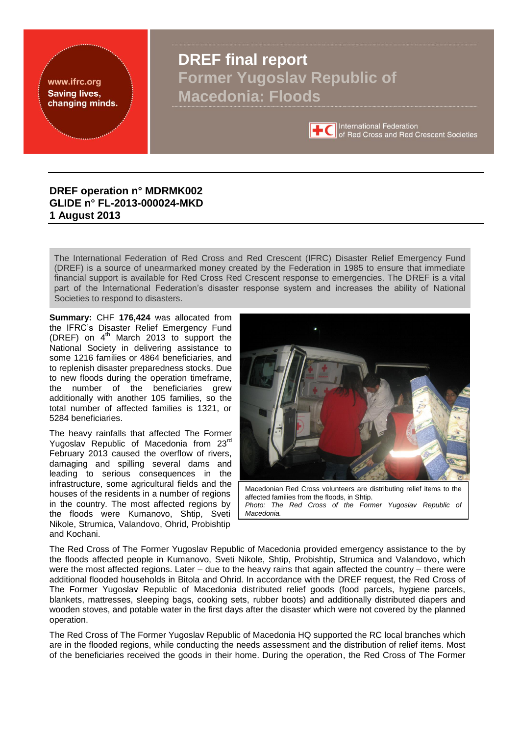www.ifrc.org
Saving lives, changing minds.

# DREF final report
# Former Yugoslav Republic of Macedonia: Floods

International Federation of Red Cross and Red Crescent Societies

**DREF operation n° MDRMK002**
**GLIDE n° FL-2013-000024-MKD**
**1 August 2013**

The International Federation of Red Cross and Red Crescent (IFRC) Disaster Relief Emergency Fund (DREF) is a source of unearmarked money created by the Federation in 1985 to ensure that immediate financial support is available for Red Cross Red Crescent response to emergencies. The DREF is a vital part of the International Federation's disaster response system and increases the ability of National Societies to respond to disasters.

**Summary:** CHF **176,424** was allocated from the IFRC's Disaster Relief Emergency Fund (DREF) on 4th March 2013 to support the National Society in delivering assistance to some 1216 families or 4864 beneficiaries, and to replenish disaster preparedness stocks. Due to new floods during the operation timeframe, the number of the beneficiaries grew additionally with another 105 families, so the total number of affected families is 1321, or 5284 beneficiaries.

Macedonian Red Cross volunteers are distributing relief items to the affected families from the floods, in Shtip.
*Photo: The Red Cross of the Former Yugoslav Republic of Macedonia.*

The heavy rainfalls that affected The Former Yugoslav Republic of Macedonia from 23rd February 2013 caused the overflow of rivers, damaging and spilling several dams and leading to serious consequences in the infrastructure, some agricultural fields and the houses of the residents in a number of regions in the country. The most affected regions by the floods were Kumanovo, Shtip, Sveti Nikole, Strumica, Valandovo, Ohrid, Probishtip and Kochani.

The Red Cross of The Former Yugoslav Republic of Macedonia provided emergency assistance to the by the floods affected people in Kumanovo, Sveti Nikole, Shtip, Probishtip, Strumica and Valandovo, which were the most affected regions. Later – due to the heavy rains that again affected the country – there were additional flooded households in Bitola and Ohrid. In accordance with the DREF request, the Red Cross of The Former Yugoslav Republic of Macedonia distributed relief goods (food parcels, hygiene parcels, blankets, mattresses, sleeping bags, cooking sets, rubber boots) and additionally distributed diapers and wooden stoves, and potable water in the first days after the disaster which were not covered by the planned operation.

The Red Cross of The Former Yugoslav Republic of Macedonia HQ supported the RC local branches which are in the flooded regions, while conducting the needs assessment and the distribution of relief items. Most of the beneficiaries received the goods in their home. During the operation, the Red Cross of The Former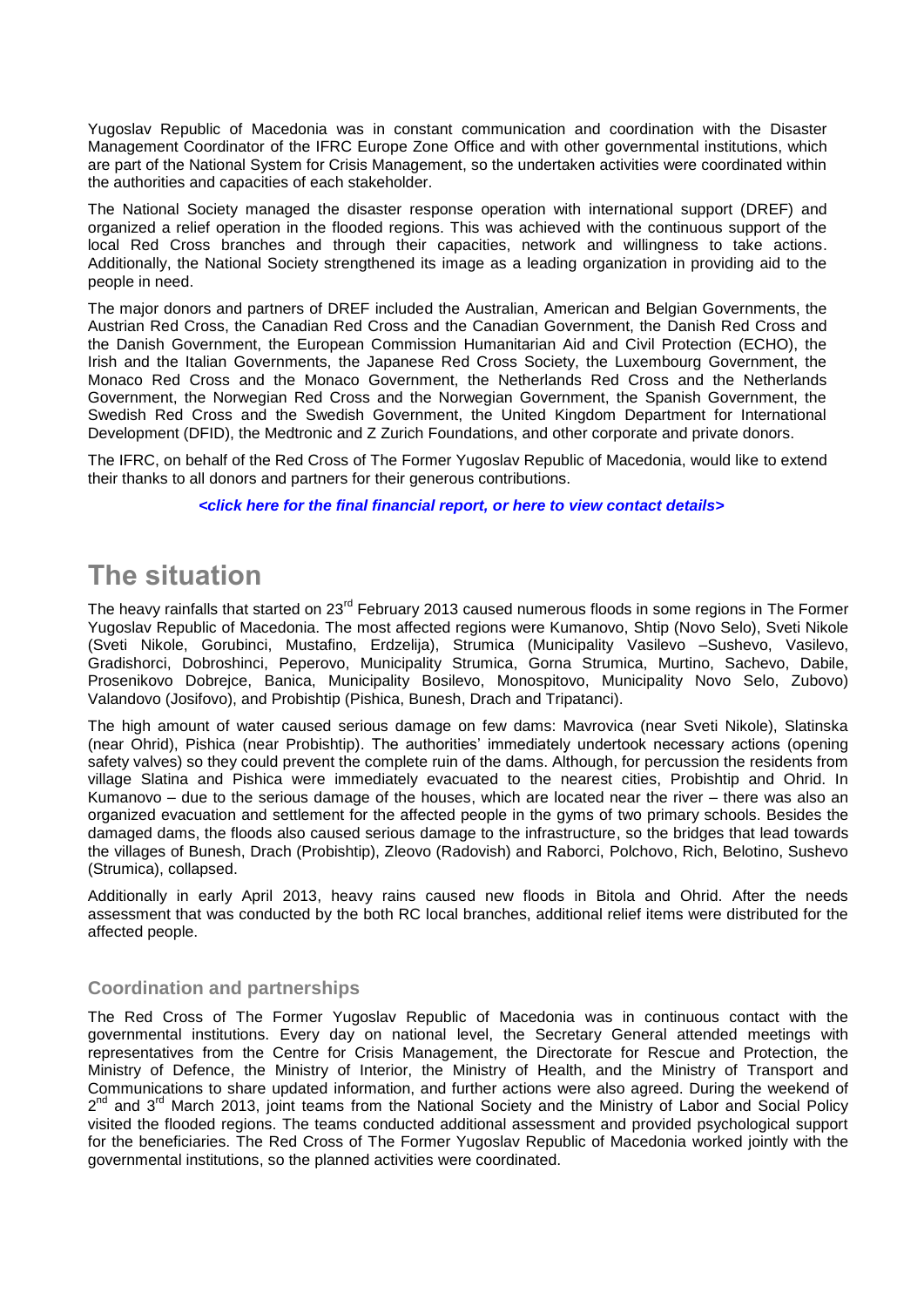Yugoslav Republic of Macedonia was in constant communication and coordination with the Disaster Management Coordinator of the IFRC Europe Zone Office and with other governmental institutions, which are part of the National System for Crisis Management, so the undertaken activities were coordinated within the authorities and capacities of each stakeholder.

The National Society managed the disaster response operation with international support (DREF) and organized a relief operation in the flooded regions. This was achieved with the continuous support of the local Red Cross branches and through their capacities, network and willingness to take actions. Additionally, the National Society strengthened its image as a leading organization in providing aid to the people in need.

The major donors and partners of DREF included the Australian, American and Belgian Governments, the Austrian Red Cross, the Canadian Red Cross and the Canadian Government, the Danish Red Cross and the Danish Government, the European Commission Humanitarian Aid and Civil Protection (ECHO), the Irish and the Italian Governments, the Japanese Red Cross Society, the Luxembourg Government, the Monaco Red Cross and the Monaco Government, the Netherlands Red Cross and the Netherlands Government, the Norwegian Red Cross and the Norwegian Government, the Spanish Government, the Swedish Red Cross and the Swedish Government, the United Kingdom Department for International Development (DFID), the Medtronic and Z Zurich Foundations, and other corporate and private donors.

The IFRC, on behalf of the Red Cross of The Former Yugoslav Republic of Macedonia, would like to extend their thanks to all donors and partners for their generous contributions.

***<click here for the final financial report, or here to view contact details>***

# The situation

The heavy rainfalls that started on 23rd February 2013 caused numerous floods in some regions in The Former Yugoslav Republic of Macedonia. The most affected regions were Kumanovo, Shtip (Novo Selo), Sveti Nikole (Sveti Nikole, Gorubinci, Mustafino, Erdzelija), Strumica (Municipality Vasilevo –Sushevo, Vasilevo, Gradishorci, Dobroshinci, Peperovo, Municipality Strumica, Gorna Strumica, Murtino, Sachevo, Dabile, Prosenikovo Dobrejce, Banica, Municipality Bosilevo, Monospitovo, Municipality Novo Selo, Zubovo) Valandovo (Josifovo), and Probishtip (Pishica, Bunesh, Drach and Tripatanci).

The high amount of water caused serious damage on few dams: Mavrovica (near Sveti Nikole), Slatinska (near Ohrid), Pishica (near Probishtip). The authorities' immediately undertook necessary actions (opening safety valves) so they could prevent the complete ruin of the dams. Although, for percussion the residents from village Slatina and Pishica were immediately evacuated to the nearest cities, Probishtip and Ohrid. In Kumanovo – due to the serious damage of the houses, which are located near the river – there was also an organized evacuation and settlement for the affected people in the gyms of two primary schools. Besides the damaged dams, the floods also caused serious damage to the infrastructure, so the bridges that lead towards the villages of Bunesh, Drach (Probishtip), Zleovo (Radovish) and Raborci, Polchovo, Rich, Belotino, Sushevo (Strumica), collapsed.

Additionally in early April 2013, heavy rains caused new floods in Bitola and Ohrid. After the needs assessment that was conducted by the both RC local branches, additional relief items were distributed for the affected people.

### Coordination and partnerships

The Red Cross of The Former Yugoslav Republic of Macedonia was in continuous contact with the governmental institutions. Every day on national level, the Secretary General attended meetings with representatives from the Centre for Crisis Management, the Directorate for Rescue and Protection, the Ministry of Defence, the Ministry of Interior, the Ministry of Health, and the Ministry of Transport and Communications to share updated information, and further actions were also agreed. During the weekend of 2nd and 3rd March 2013, joint teams from the National Society and the Ministry of Labor and Social Policy visited the flooded regions. The teams conducted additional assessment and provided psychological support for the beneficiaries. The Red Cross of The Former Yugoslav Republic of Macedonia worked jointly with the governmental institutions, so the planned activities were coordinated.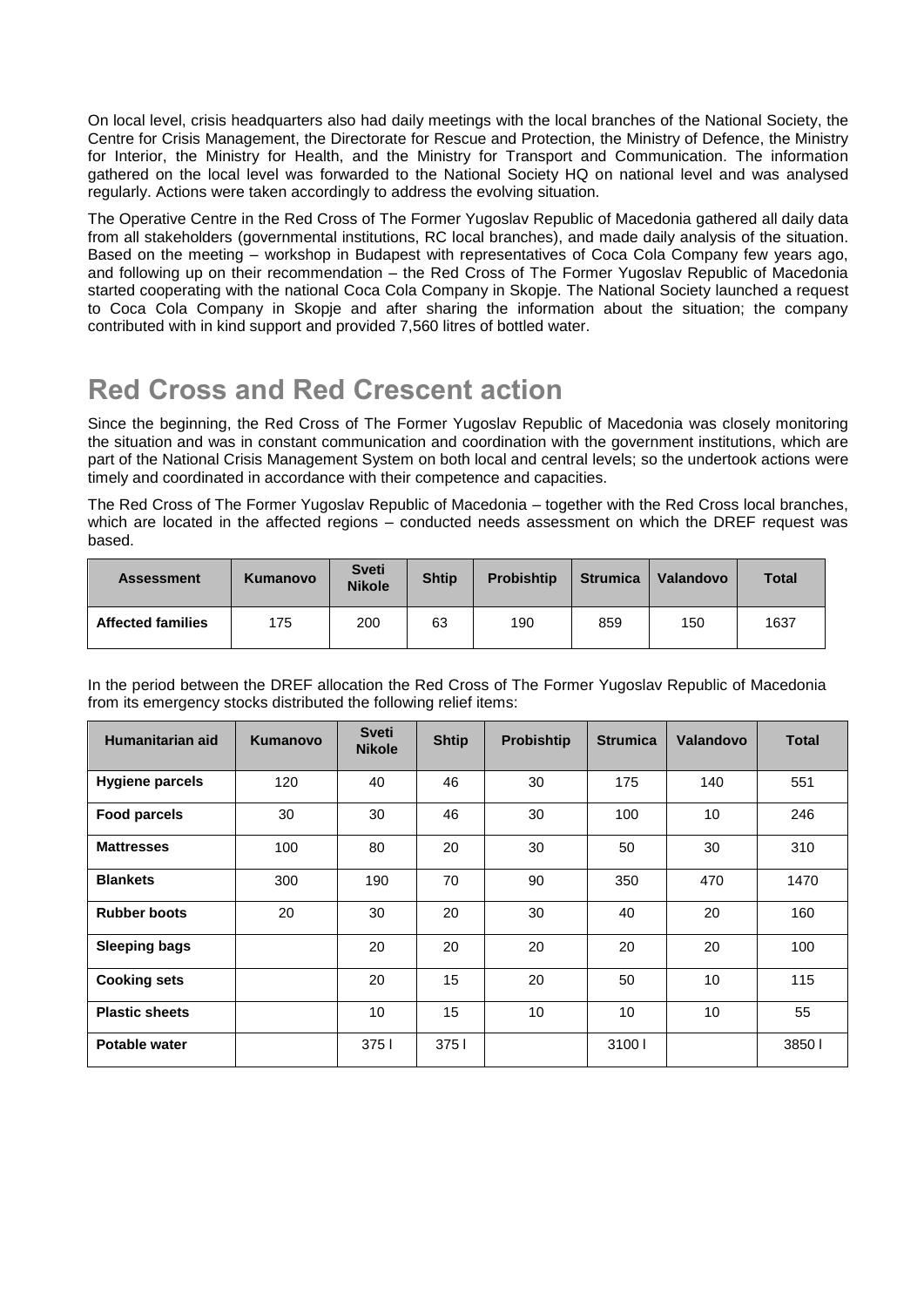On local level, crisis headquarters also had daily meetings with the local branches of the National Society, the Centre for Crisis Management, the Directorate for Rescue and Protection, the Ministry of Defence, the Ministry for Interior, the Ministry for Health, and the Ministry for Transport and Communication. The information gathered on the local level was forwarded to the National Society HQ on national level and was analysed regularly. Actions were taken accordingly to address the evolving situation.

The Operative Centre in the Red Cross of The Former Yugoslav Republic of Macedonia gathered all daily data from all stakeholders (governmental institutions, RC local branches), and made daily analysis of the situation. Based on the meeting – workshop in Budapest with representatives of Coca Cola Company few years ago, and following up on their recommendation – the Red Cross of The Former Yugoslav Republic of Macedonia started cooperating with the national Coca Cola Company in Skopje. The National Society launched a request to Coca Cola Company in Skopje and after sharing the information about the situation; the company contributed with in kind support and provided 7,560 litres of bottled water.

# Red Cross and Red Crescent action

Since the beginning, the Red Cross of The Former Yugoslav Republic of Macedonia was closely monitoring the situation and was in constant communication and coordination with the government institutions, which are part of the National Crisis Management System on both local and central levels; so the undertook actions were timely and coordinated in accordance with their competence and capacities.

The Red Cross of The Former Yugoslav Republic of Macedonia – together with the Red Cross local branches, which are located in the affected regions – conducted needs assessment on which the DREF request was based.

| Assessment | Kumanovo | Sveti Nikole | Shtip | Probishtip | Strumica | Valandovo | Total |
|---|---|---|---|---|---|---|---|
| Affected families | 175 | 200 | 63 | 190 | 859 | 150 | 1637 |

In the period between the DREF allocation the Red Cross of The Former Yugoslav Republic of Macedonia from its emergency stocks distributed the following relief items:

| Humanitarian aid | Kumanovo | Sveti Nikole | Shtip | Probishtip | Strumica | Valandovo | Total |
|---|---|---|---|---|---|---|---|
| Hygiene parcels | 120 | 40 | 46 | 30 | 175 | 140 | 551 |
| Food parcels | 30 | 30 | 46 | 30 | 100 | 10 | 246 |
| Mattresses | 100 | 80 | 20 | 30 | 50 | 30 | 310 |
| Blankets | 300 | 190 | 70 | 90 | 350 | 470 | 1470 |
| Rubber boots | 20 | 30 | 20 | 30 | 40 | 20 | 160 |
| Sleeping bags | | 20 | 20 | 20 | 20 | 20 | 100 |
| Cooking sets | | 20 | 15 | 20 | 50 | 10 | 115 |
| Plastic sheets | | 10 | 15 | 10 | 10 | 10 | 55 |
| Potable water | | 375 l | 375 l | | 3100 l | | 3850 l |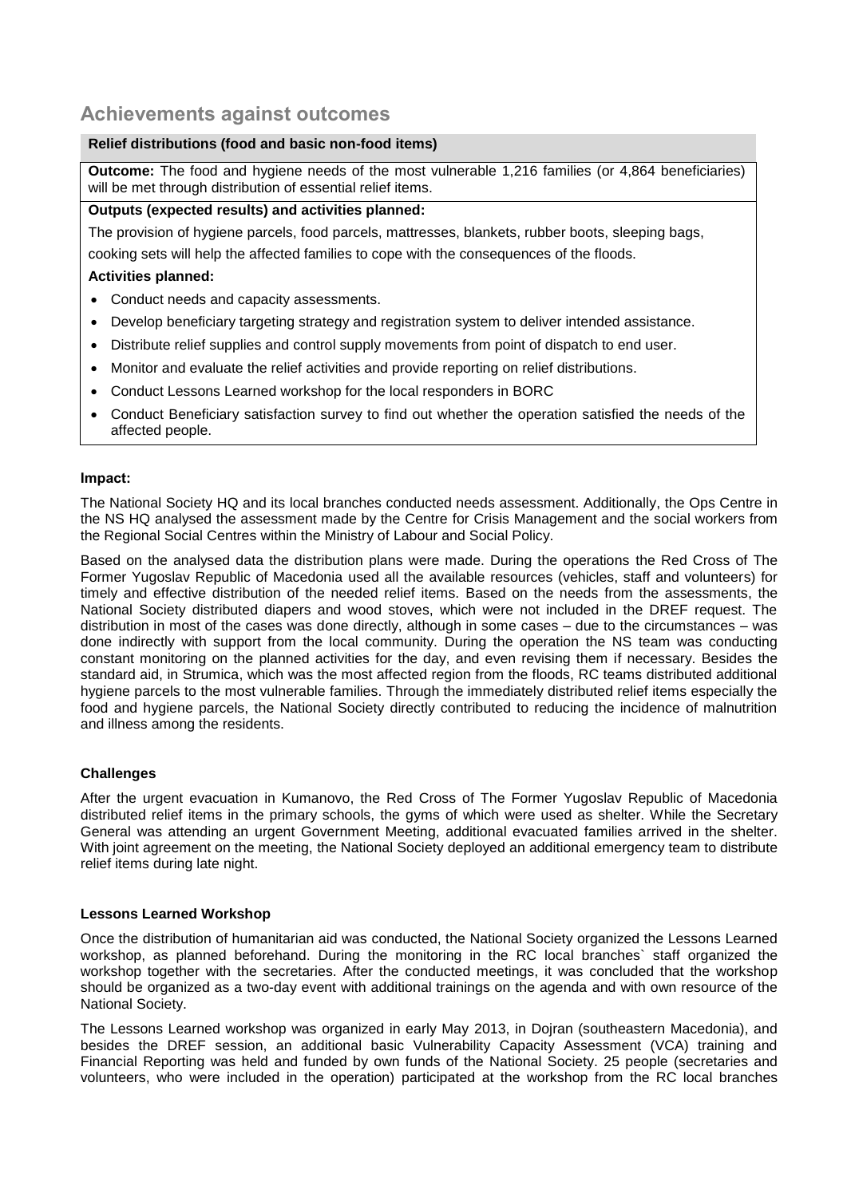## Achievements against outcomes

**Relief distributions (food and basic non-food items)**

**Outcome:** The food and hygiene needs of the most vulnerable 1,216 families (or 4,864 beneficiaries) will be met through distribution of essential relief items.

**Outputs (expected results) and activities planned:**

The provision of hygiene parcels, food parcels, mattresses, blankets, rubber boots, sleeping bags, cooking sets will help the affected families to cope with the consequences of the floods.

**Activities planned:**

- Conduct needs and capacity assessments.
- Develop beneficiary targeting strategy and registration system to deliver intended assistance.
- Distribute relief supplies and control supply movements from point of dispatch to end user.
- Monitor and evaluate the relief activities and provide reporting on relief distributions.
- Conduct Lessons Learned workshop for the local responders in BORC
- Conduct Beneficiary satisfaction survey to find out whether the operation satisfied the needs of the affected people.

**Impact:**

The National Society HQ and its local branches conducted needs assessment. Additionally, the Ops Centre in the NS HQ analysed the assessment made by the Centre for Crisis Management and the social workers from the Regional Social Centres within the Ministry of Labour and Social Policy.

Based on the analysed data the distribution plans were made. During the operations the Red Cross of The Former Yugoslav Republic of Macedonia used all the available resources (vehicles, staff and volunteers) for timely and effective distribution of the needed relief items. Based on the needs from the assessments, the National Society distributed diapers and wood stoves, which were not included in the DREF request. The distribution in most of the cases was done directly, although in some cases – due to the circumstances – was done indirectly with support from the local community. During the operation the NS team was conducting constant monitoring on the planned activities for the day, and even revising them if necessary. Besides the standard aid, in Strumica, which was the most affected region from the floods, RC teams distributed additional hygiene parcels to the most vulnerable families. Through the immediately distributed relief items especially the food and hygiene parcels, the National Society directly contributed to reducing the incidence of malnutrition and illness among the residents.

**Challenges**

After the urgent evacuation in Kumanovo, the Red Cross of The Former Yugoslav Republic of Macedonia distributed relief items in the primary schools, the gyms of which were used as shelter. While the Secretary General was attending an urgent Government Meeting, additional evacuated families arrived in the shelter. With joint agreement on the meeting, the National Society deployed an additional emergency team to distribute relief items during late night.

**Lessons Learned Workshop**

Once the distribution of humanitarian aid was conducted, the National Society organized the Lessons Learned workshop, as planned beforehand. During the monitoring in the RC local branches` staff organized the workshop together with the secretaries. After the conducted meetings, it was concluded that the workshop should be organized as a two-day event with additional trainings on the agenda and with own resource of the National Society.

The Lessons Learned workshop was organized in early May 2013, in Dojran (southeastern Macedonia), and besides the DREF session, an additional basic Vulnerability Capacity Assessment (VCA) training and Financial Reporting was held and funded by own funds of the National Society. 25 people (secretaries and volunteers, who were included in the operation) participated at the workshop from the RC local branches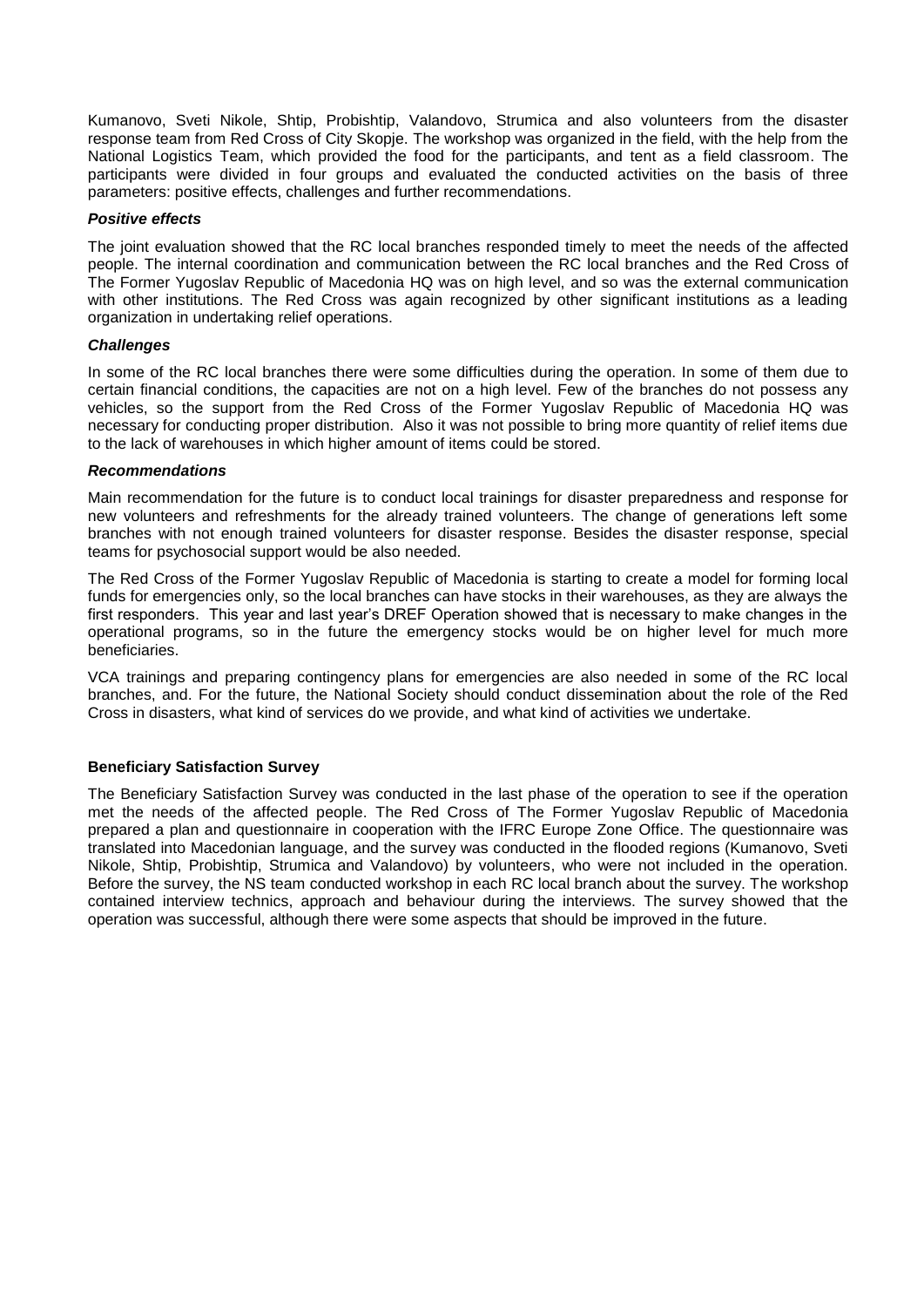Kumanovo, Sveti Nikole, Shtip, Probishtip, Valandovo, Strumica and also volunteers from the disaster response team from Red Cross of City Skopje. The workshop was organized in the field, with the help from the National Logistics Team, which provided the food for the participants, and tent as a field classroom. The participants were divided in four groups and evaluated the conducted activities on the basis of three parameters: positive effects, challenges and further recommendations.

***Positive effects***

The joint evaluation showed that the RC local branches responded timely to meet the needs of the affected people. The internal coordination and communication between the RC local branches and the Red Cross of The Former Yugoslav Republic of Macedonia HQ was on high level, and so was the external communication with other institutions. The Red Cross was again recognized by other significant institutions as a leading organization in undertaking relief operations.

***Challenges***

In some of the RC local branches there were some difficulties during the operation. In some of them due to certain financial conditions, the capacities are not on a high level. Few of the branches do not possess any vehicles, so the support from the Red Cross of the Former Yugoslav Republic of Macedonia HQ was necessary for conducting proper distribution. Also it was not possible to bring more quantity of relief items due to the lack of warehouses in which higher amount of items could be stored.

***Recommendations***

Main recommendation for the future is to conduct local trainings for disaster preparedness and response for new volunteers and refreshments for the already trained volunteers. The change of generations left some branches with not enough trained volunteers for disaster response. Besides the disaster response, special teams for psychosocial support would be also needed.

The Red Cross of the Former Yugoslav Republic of Macedonia is starting to create a model for forming local funds for emergencies only, so the local branches can have stocks in their warehouses, as they are always the first responders. This year and last year's DREF Operation showed that is necessary to make changes in the operational programs, so in the future the emergency stocks would be on higher level for much more beneficiaries.

VCA trainings and preparing contingency plans for emergencies are also needed in some of the RC local branches, and. For the future, the National Society should conduct dissemination about the role of the Red Cross in disasters, what kind of services do we provide, and what kind of activities we undertake.

**Beneficiary Satisfaction Survey**

The Beneficiary Satisfaction Survey was conducted in the last phase of the operation to see if the operation met the needs of the affected people. The Red Cross of The Former Yugoslav Republic of Macedonia prepared a plan and questionnaire in cooperation with the IFRC Europe Zone Office. The questionnaire was translated into Macedonian language, and the survey was conducted in the flooded regions (Kumanovo, Sveti Nikole, Shtip, Probishtip, Strumica and Valandovo) by volunteers, who were not included in the operation. Before the survey, the NS team conducted workshop in each RC local branch about the survey. The workshop contained interview technics, approach and behaviour during the interviews. The survey showed that the operation was successful, although there were some aspects that should be improved in the future.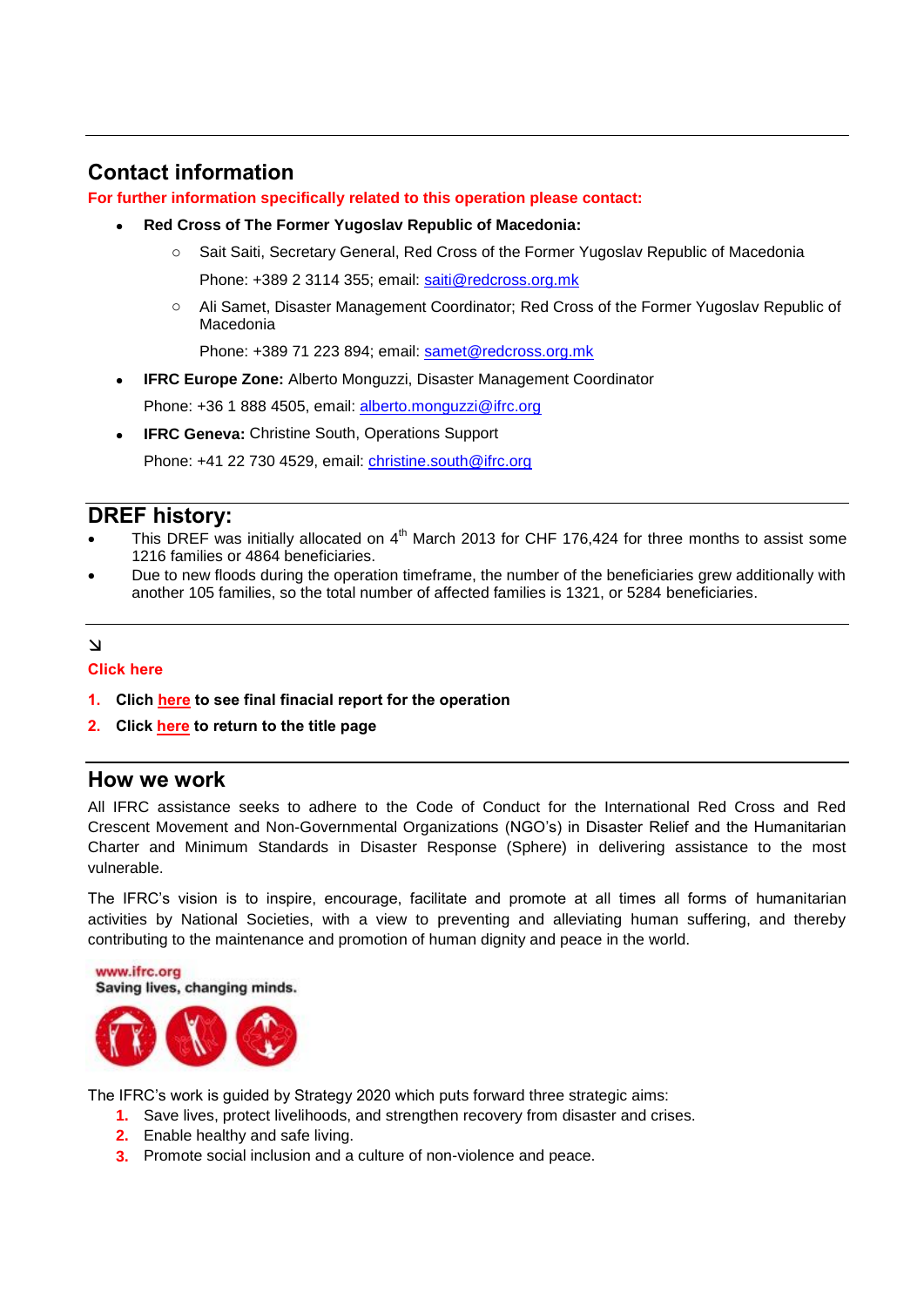## Contact information

**For further information specifically related to this operation please contact:**

- **Red Cross of The Former Yugoslav Republic of Macedonia:**
  - Sait Saiti, Secretary General, Red Cross of the Former Yugoslav Republic of Macedonia

    Phone: +389 2 3114 355; email: saiti@redcross.org.mk
  - Ali Samet, Disaster Management Coordinator; Red Cross of the Former Yugoslav Republic of Macedonia

    Phone: +389 71 223 894; email: samet@redcross.org.mk
- **IFRC Europe Zone:** Alberto Monguzzi, Disaster Management Coordinator

  Phone: +36 1 888 4505, email: alberto.monguzzi@ifrc.org
- **IFRC Geneva:** Christine South, Operations Support

  Phone: +41 22 730 4529, email: christine.south@ifrc.org

## DREF history:

- This DREF was initially allocated on 4th March 2013 for CHF 176,424 for three months to assist some 1216 families or 4864 beneficiaries.
- Due to new floods during the operation timeframe, the number of the beneficiaries grew additionally with another 105 families, so the total number of affected families is 1321, or 5284 beneficiaries.

↘

**Click here**

1. **Clich here to see final ficancial report for the operation**
2. **Click here to return to the title page**

## How we work

All IFRC assistance seeks to adhere to the Code of Conduct for the International Red Cross and Red Crescent Movement and Non-Governmental Organizations (NGO's) in Disaster Relief and the Humanitarian Charter and Minimum Standards in Disaster Response (Sphere) in delivering assistance to the most vulnerable.

The IFRC's vision is to inspire, encourage, facilitate and promote at all times all forms of humanitarian activities by National Societies, with a view to preventing and alleviating human suffering, and thereby contributing to the maintenance and promotion of human dignity and peace in the world.

www.ifrc.org
Saving lives, changing minds.

The IFRC's work is guided by Strategy 2020 which puts forward three strategic aims:

1. Save lives, protect livelihoods, and strengthen recovery from disaster and crises.
2. Enable healthy and safe living.
3. Promote social inclusion and a culture of non-violence and peace.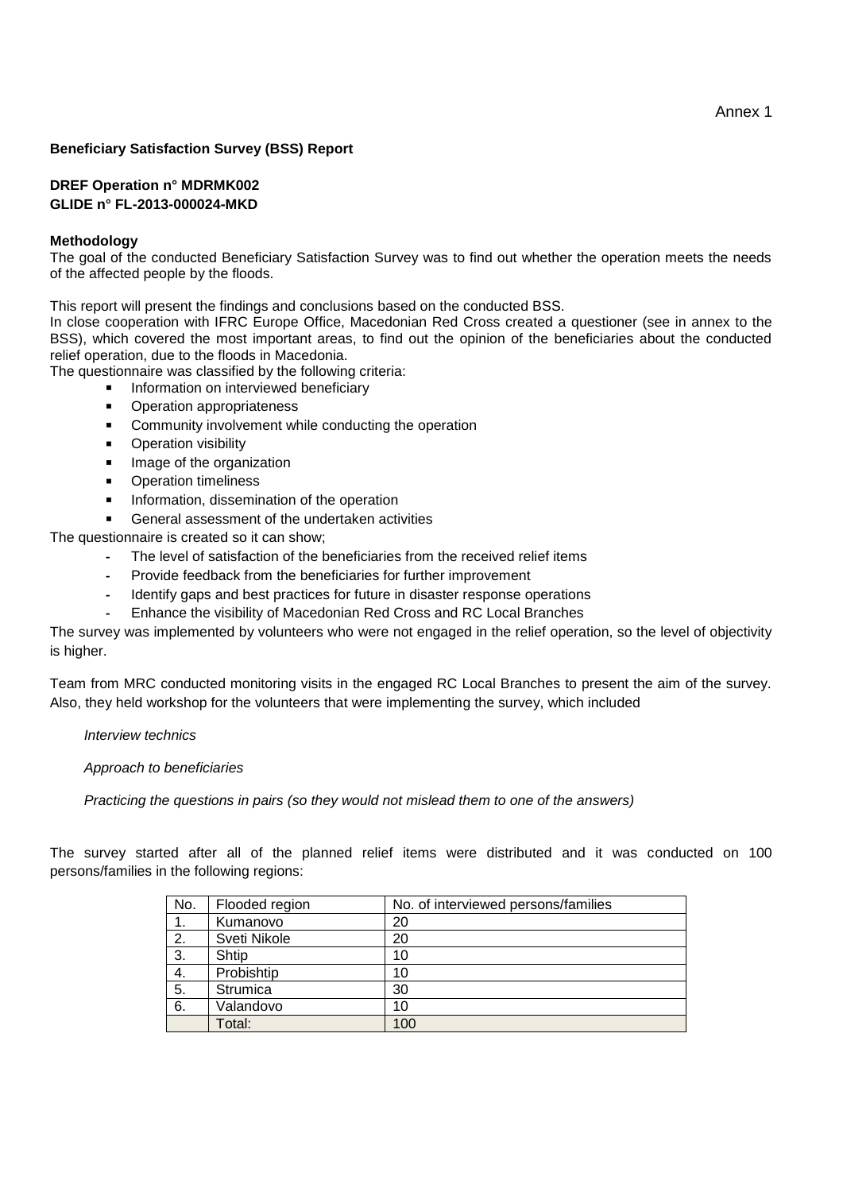Annex 1

**Beneficiary Satisfaction Survey (BSS) Report**

**DREF Operation n° MDRMK002**
**GLIDE n° FL-2013-000024-MKD**

**Methodology**

The goal of the conducted Beneficiary Satisfaction Survey was to find out whether the operation meets the needs of the affected people by the floods.

This report will present the findings and conclusions based on the conducted BSS.
In close cooperation with IFRC Europe Office, Macedonian Red Cross created a questioner (see in annex to the BSS), which covered the most important areas, to find out the opinion of the beneficiaries about the conducted relief operation, due to the floods in Macedonia.
The questionnaire was classified by the following criteria:

- Information on interviewed beneficiary
- Operation appropriateness
- Community involvement while conducting the operation
- Operation visibility
- Image of the organization
- Operation timeliness
- Information, dissemination of the operation
- General assessment of the undertaken activities

The questionnaire is created so it can show;

- The level of satisfaction of the beneficiaries from the received relief items
- Provide feedback from the beneficiaries for further improvement
- Identify gaps and best practices for future in disaster response operations
- Enhance the visibility of Macedonian Red Cross and RC Local Branches

The survey was implemented by volunteers who were not engaged in the relief operation, so the level of objectivity is higher.

Team from MRC conducted monitoring visits in the engaged RC Local Branches to present the aim of the survey. Also, they held workshop for the volunteers that were implementing the survey, which included

*Interview technics*

*Approach to beneficiaries*

*Practicing the questions in pairs (so they would not mislead them to one of the answers)*

The survey started after all of the planned relief items were distributed and it was conducted on 100 persons/families in the following regions:

| No. | Flooded region | No. of interviewed persons/families |
|---|---|---|
| 1. | Kumanovo | 20 |
| 2. | Sveti Nikole | 20 |
| 3. | Shtip | 10 |
| 4. | Probishtip | 10 |
| 5. | Strumica | 30 |
| 6. | Valandovo | 10 |
| | Total: | 100 |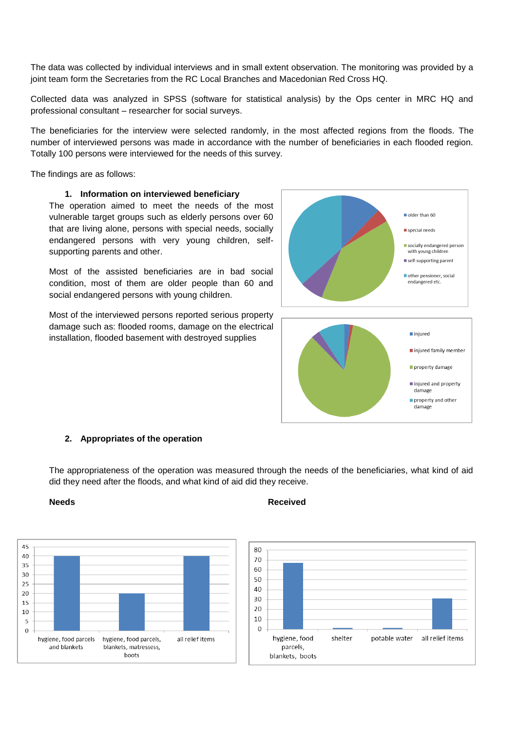The data was collected by individual interviews and in small extent observation. The monitoring was provided by a joint team form the Secretaries from the RC Local Branches and Macedonian Red Cross HQ.

Collected data was analyzed in SPSS (software for statistical analysis) by the Ops center in MRC HQ and professional consultant – researcher for social surveys.

The beneficiaries for the interview were selected randomly, in the most affected regions from the floods. The number of interviewed persons was made in accordance with the number of beneficiaries in each flooded region. Totally 100 persons were interviewed for the needs of this survey.

The findings are as follows:

1. **Information on interviewed beneficiary**

The operation aimed to meet the needs of the most vulnerable target groups such as elderly persons over 60 that are living alone, persons with special needs, socially endangered persons with very young children, self-supporting parents and other.

Most of the assisted beneficiaries are in bad social condition, most of them are older people than 60 and social endangered persons with young children.

Most of the interviewed persons reported serious property damage such as: flooded rooms, damage on the electrical installation, flooded basement with destroyed supplies

- older than 60
- special needs
- socially endangered person with young children
- self-supporting parent
- other pensioner, social endangered etc.

- injured
- injured family member
- property damage
- injured and property damage
- property and other damage

2. **Appropriates of the operation**

The appropriateness of the operation was measured through the needs of the beneficiaries, what kind of aid did they need after the floods, and what kind of aid did they receive.

**Needs**

| Category | Value |
|---|---|
| hygiene, food parcels and blankets | 40 |
| hygiene, food parcels, blankets, matressess, boots | 20 |
| all relief items | 40 |

**Received**

| Category | Value |
|---|---|
| hygiene, food parcels, blankets, boots | 67 |
| shelter | 1 |
| potable water | 1 |
| all relief items | 31 |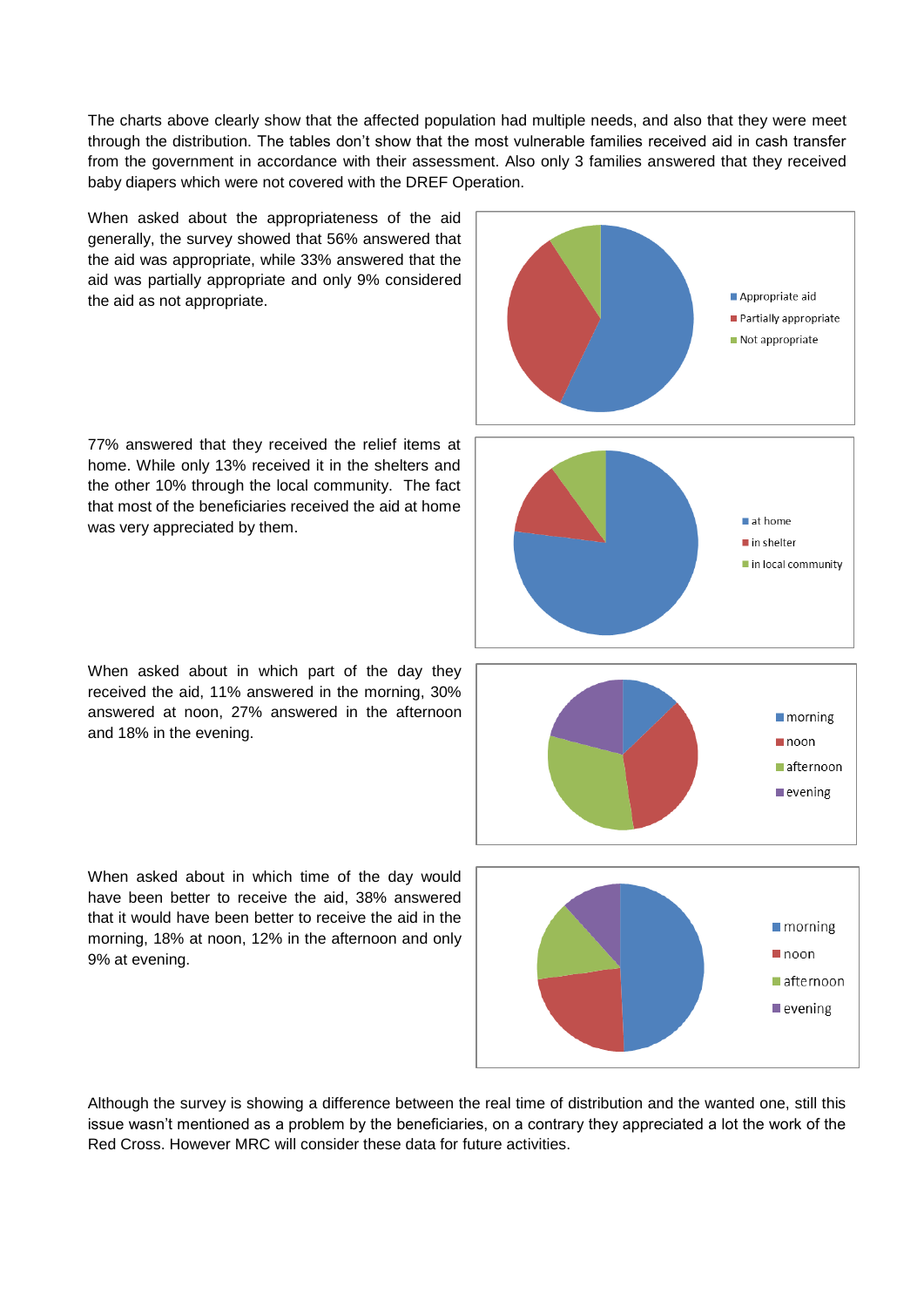The charts above clearly show that the affected population had multiple needs, and also that they were meet through the distribution. The tables don't show that the most vulnerable families received aid in cash transfer from the government in accordance with their assessment. Also only 3 families answered that they received baby diapers which were not covered with the DREF Operation.

When asked about the appropriateness of the aid generally, the survey showed that 56% answered that the aid was appropriate, while 33% answered that the aid was partially appropriate and only 9% considered the aid as not appropriate.

77% answered that they received the relief items at home. While only 13% received it in the shelters and the other 10% through the local community. The fact that most of the beneficiaries received the aid at home was very appreciated by them.

When asked about in which part of the day they received the aid, 11% answered in the morning, 30% answered at noon, 27% answered in the afternoon and 18% in the evening.

When asked about in which time of the day would have been better to receive the aid, 38% answered that it would have been better to receive the aid in the morning, 18% at noon, 12% in the afternoon and only 9% at evening.

Although the survey is showing a difference between the real time of distribution and the wanted one, still this issue wasn't mentioned as a problem by the beneficiaries, on a contrary they appreciated a lot the work of the Red Cross. However MRC will consider these data for future activities.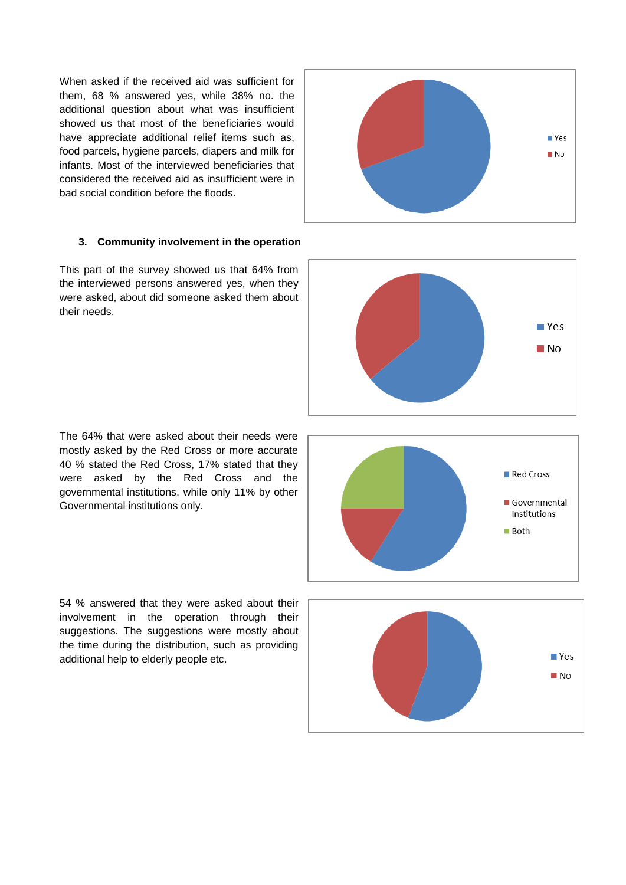When asked if the received aid was sufficient for them, 68 % answered yes, while 38% no. the additional question about what was insufficient showed us that most of the beneficiaries would have appreciate additional relief items such as, food parcels, hygiene parcels, diapers and milk for infants. Most of the interviewed beneficiaries that considered the received aid as insufficient were in bad social condition before the floods.

### 3. Community involvement in the operation

This part of the survey showed us that 64% from the interviewed persons answered yes, when they were asked, about did someone asked them about their needs.

The 64% that were asked about their needs were mostly asked by the Red Cross or more accurate 40 % stated the Red Cross, 17% stated that they were asked by the Red Cross and the governmental institutions, while only 11% by other Governmental institutions only.

54 % answered that they were asked about their involvement in the operation through their suggestions. The suggestions were mostly about the time during the distribution, such as providing additional help to elderly people etc.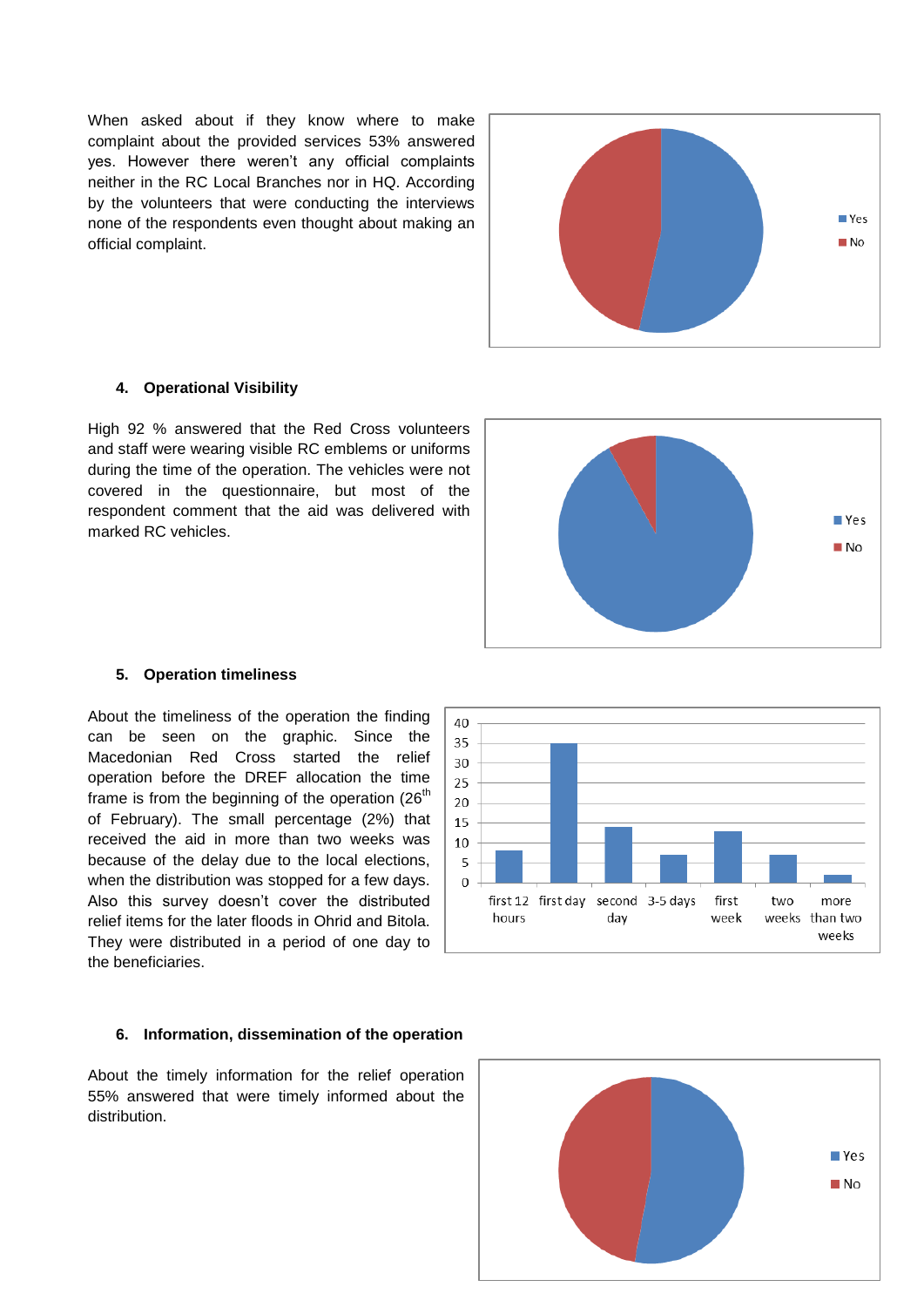When asked about if they know where to make complaint about the provided services 53% answered yes. However there weren't any official complaints neither in the RC Local Branches nor in HQ. According by the volunteers that were conducting the interviews none of the respondents even thought about making an official complaint.

### 4. Operational Visibility

High 92 % answered that the Red Cross volunteers and staff were wearing visible RC emblems or uniforms during the time of the operation. The vehicles were not covered in the questionnaire, but most of the respondent comment that the aid was delivered with marked RC vehicles.

### 5. Operation timeliness

About the timeliness of the operation the finding can be seen on the graphic. Since the Macedonian Red Cross started the relief operation before the DREF allocation the time frame is from the beginning of the operation (26th of February). The small percentage (2%) that received the aid in more than two weeks was because of the delay due to the local elections, when the distribution was stopped for a few days. Also this survey doesn't cover the distributed relief items for the later floods in Ohrid and Bitola. They were distributed in a period of one day to the beneficiaries.

### 6. Information, dissemination of the operation

About the timely information for the relief operation 55% answered that were timely informed about the distribution.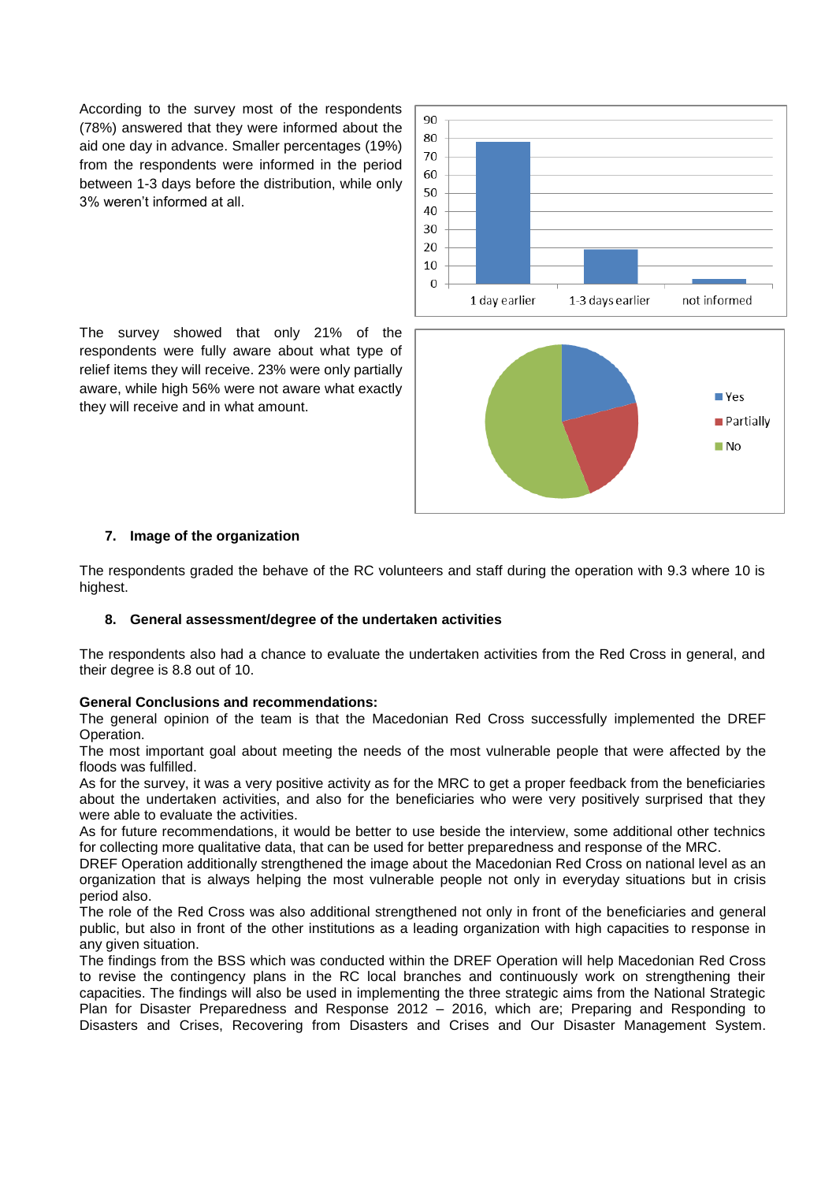According to the survey most of the respondents (78%) answered that they were informed about the aid one day in advance. Smaller percentages (19%) from the respondents were informed in the period between 1-3 days before the distribution, while only 3% weren't informed at all.

The survey showed that only 21% of the respondents were fully aware about what type of relief items they will receive. 23% were only partially aware, while high 56% were not aware what exactly they will receive and in what amount.

### 7. Image of the organization

The respondents graded the behave of the RC volunteers and staff during the operation with 9.3 where 10 is highest.

### 8. General assessment/degree of the undertaken activities

The respondents also had a chance to evaluate the undertaken activities from the Red Cross in general, and their degree is 8.8 out of 10.

**General Conclusions and recommendations:**

The general opinion of the team is that the Macedonian Red Cross successfully implemented the DREF Operation.

The most important goal about meeting the needs of the most vulnerable people that were affected by the floods was fulfilled.

As for the survey, it was a very positive activity as for the MRC to get a proper feedback from the beneficiaries about the undertaken activities, and also for the beneficiaries who were very positively surprised that they were able to evaluate the activities.

As for future recommendations, it would be better to use beside the interview, some additional other technics for collecting more qualitative data, that can be used for better preparedness and response of the MRC.

DREF Operation additionally strengthened the image about the Macedonian Red Cross on national level as an organization that is always helping the most vulnerable people not only in everyday situations but in crisis period also.

The role of the Red Cross was also additional strengthened not only in front of the beneficiaries and general public, but also in front of the other institutions as a leading organization with high capacities to response in any given situation.

The findings from the BSS which was conducted within the DREF Operation will help Macedonian Red Cross to revise the contingency plans in the RC local branches and continuously work on strengthening their capacities. The findings will also be used in implementing the three strategic aims from the National Strategic Plan for Disaster Preparedness and Response 2012 – 2016, which are; Preparing and Responding to Disasters and Crises, Recovering from Disasters and Crises and Our Disaster Management System.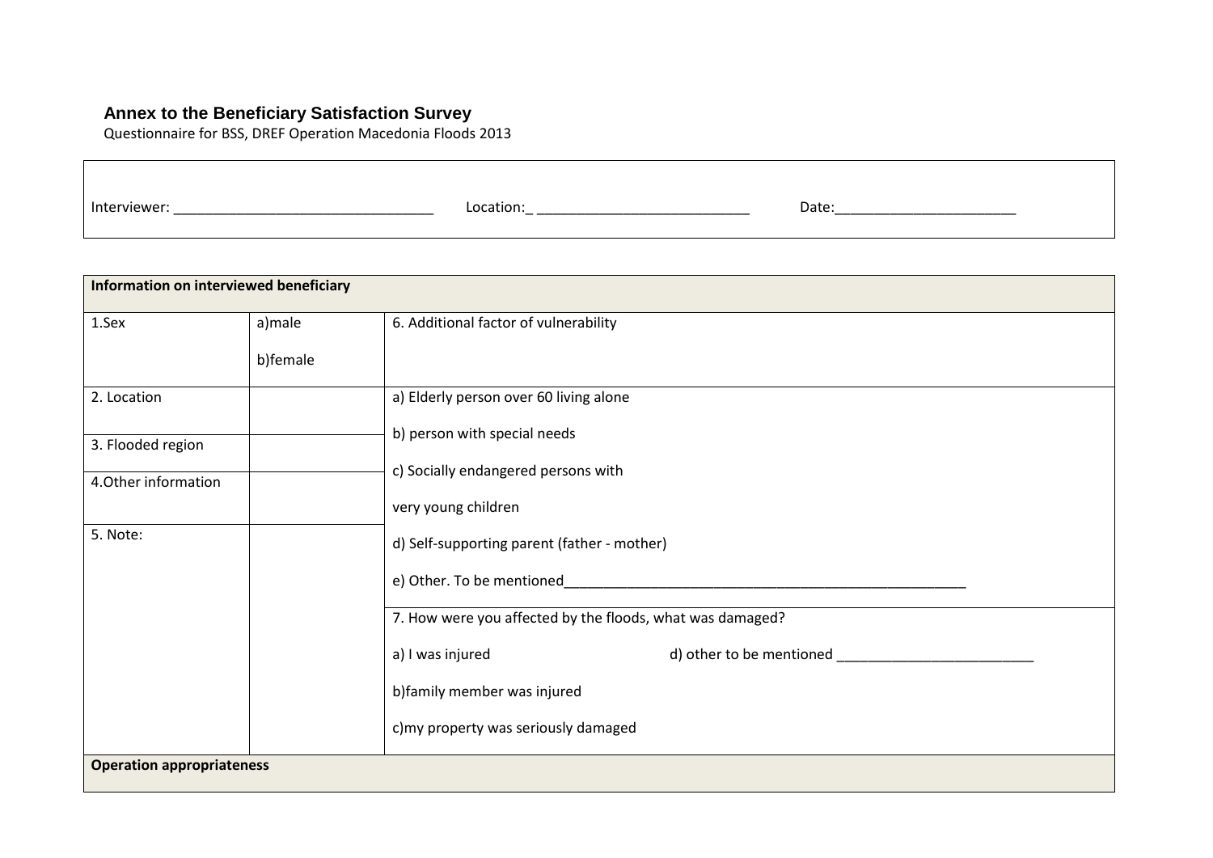### Annex to the Beneficiary Satisfaction Survey

Questionnaire for BSS, DREF Operation Macedonia Floods 2013

| Interviewer: _________________________________ | Location:_ ___________________________ | Date:_______________________ |
|---|---|---|

| Information on interviewed beneficiary | | |
|---|---|---|
| 1.Sex | a)male<br><br>b)female | 6. Additional factor of vulnerability |
| 2. Location | | a) Elderly person over 60 living alone<br><br>b) person with special needs<br><br>c) Socially endangered persons with<br><br>very young children<br><br>d) Self-supporting parent (father - mother)<br><br>e) Other. To be mentioned_____________________________________________________ |
| 3. Flooded region | | |
| 4.Other information | | |
| 5. Note: | | |
| | | 7. How were you affected by the floods, what was damaged?<br><br>a) I was injured d) other to be mentioned _________________________<br><br>b)family member was injured<br><br>c)my property was seriously damaged |
| **Operation appropriateness** | | |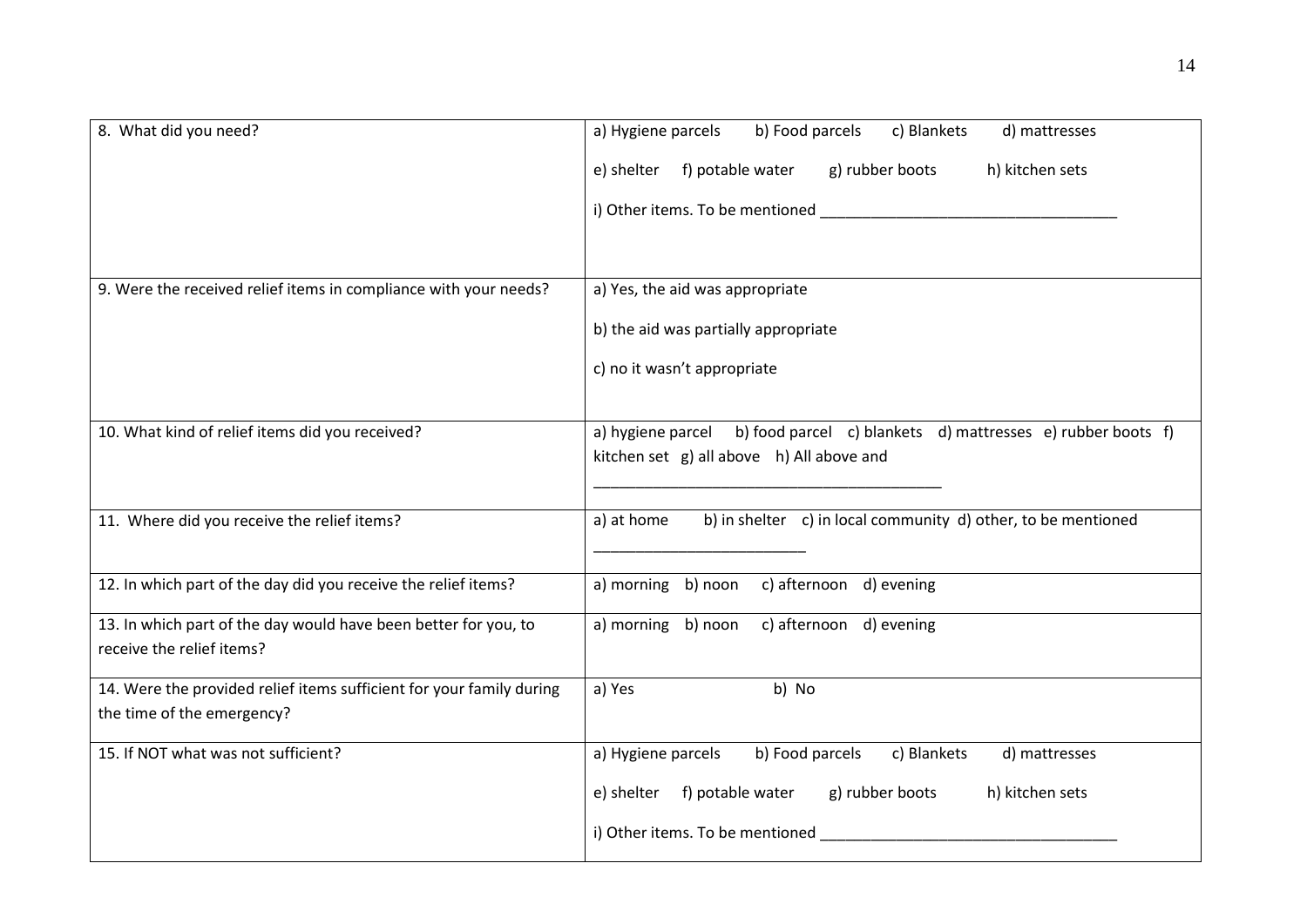| | |
|---|---|
| 8. What did you need? | a) Hygiene parcels b) Food parcels c) Blankets d) mattresses<br><br>e) shelter f) potable water g) rubber boots h) kitchen sets<br><br>i) Other items. To be mentioned ___________________________________ |
| 9. Were the received relief items in compliance with your needs? | a) Yes, the aid was appropriate<br><br>b) the aid was partially appropriate<br><br>c) no it wasn't appropriate |
| 10. What kind of relief items did you received? | a) hygiene parcel b) food parcel c) blankets d) mattresses e) rubber boots f) kitchen set g) all above h) All above and<br><br>__________________________________________ |
| 11. Where did you receive the relief items? | a) at home b) in shelter c) in local community d) other, to be mentioned<br><br>_________________________ |
| 12. In which part of the day did you receive the relief items? | a) morning b) noon c) afternoon d) evening |
| 13. In which part of the day would have been better for you, to receive the relief items? | a) morning b) noon c) afternoon d) evening |
| 14. Were the provided relief items sufficient for your family during the time of the emergency? | a) Yes b) No |
| 15. If NOT what was not sufficient? | a) Hygiene parcels b) Food parcels c) Blankets d) mattresses<br><br>e) shelter f) potable water g) rubber boots h) kitchen sets<br><br>i) Other items. To be mentioned ___________________________________ |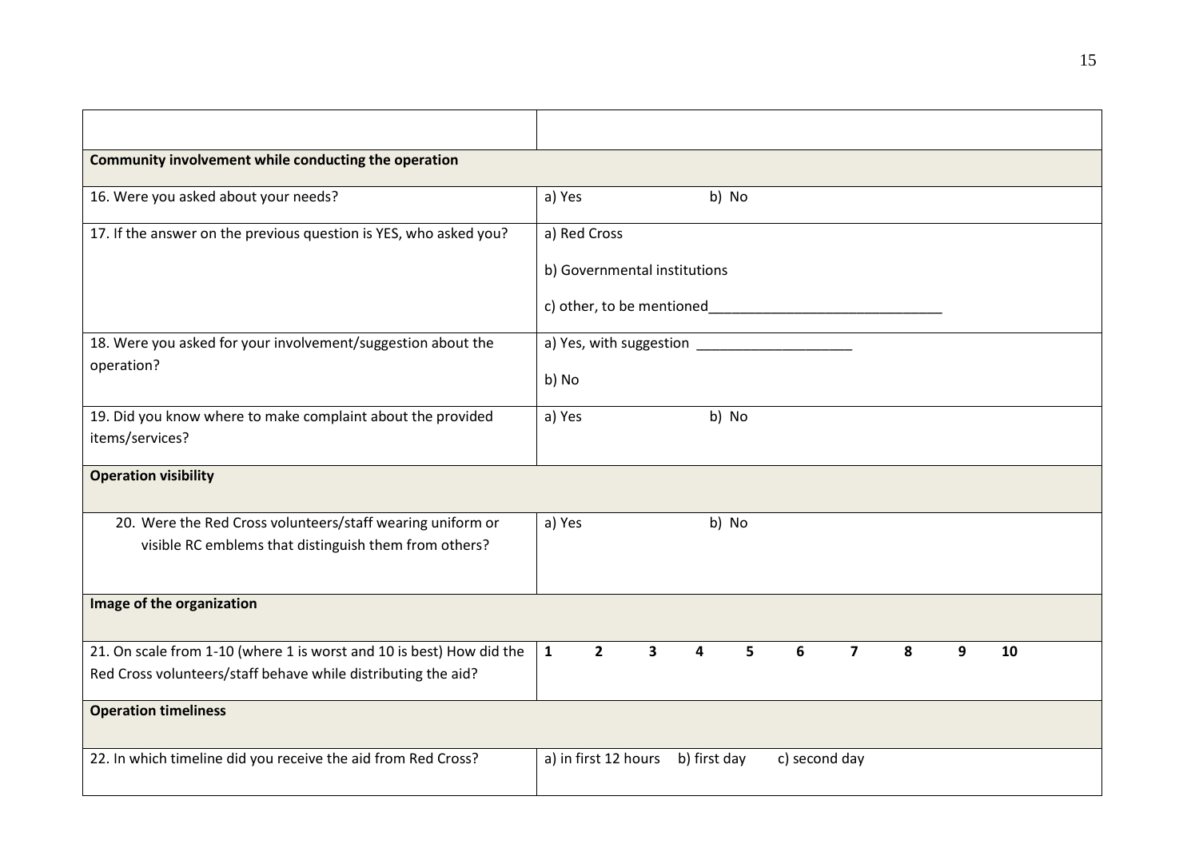| | |
|---|---|
| **Community involvement while conducting the operation** | |
| 16. Were you asked about your needs? | a) Yes b) No |
| 17. If the answer on the previous question is YES, who asked you? | a) Red Cross<br>b) Governmental institutions<br>c) other, to be mentioned______________________________ |
| 18. Were you asked for your involvement/suggestion about the operation? | a) Yes, with suggestion ____________________<br>b) No |
| 19. Did you know where to make complaint about the provided items/services? | a) Yes b) No |
| **Operation visibility** | |
| 20. Were the Red Cross volunteers/staff wearing uniform or visible RC emblems that distinguish them from others? | a) Yes b) No |
| **Image of the organization** | |
| 21. On scale from 1-10 (where 1 is worst and 10 is best) How did the Red Cross volunteers/staff behave while distributing the aid? | **1 2 3 4 5 6 7 8 9 10** |
| **Operation timeliness** | |
| 22. In which timeline did you receive the aid from Red Cross? | a) in first 12 hours b) first day c) second day |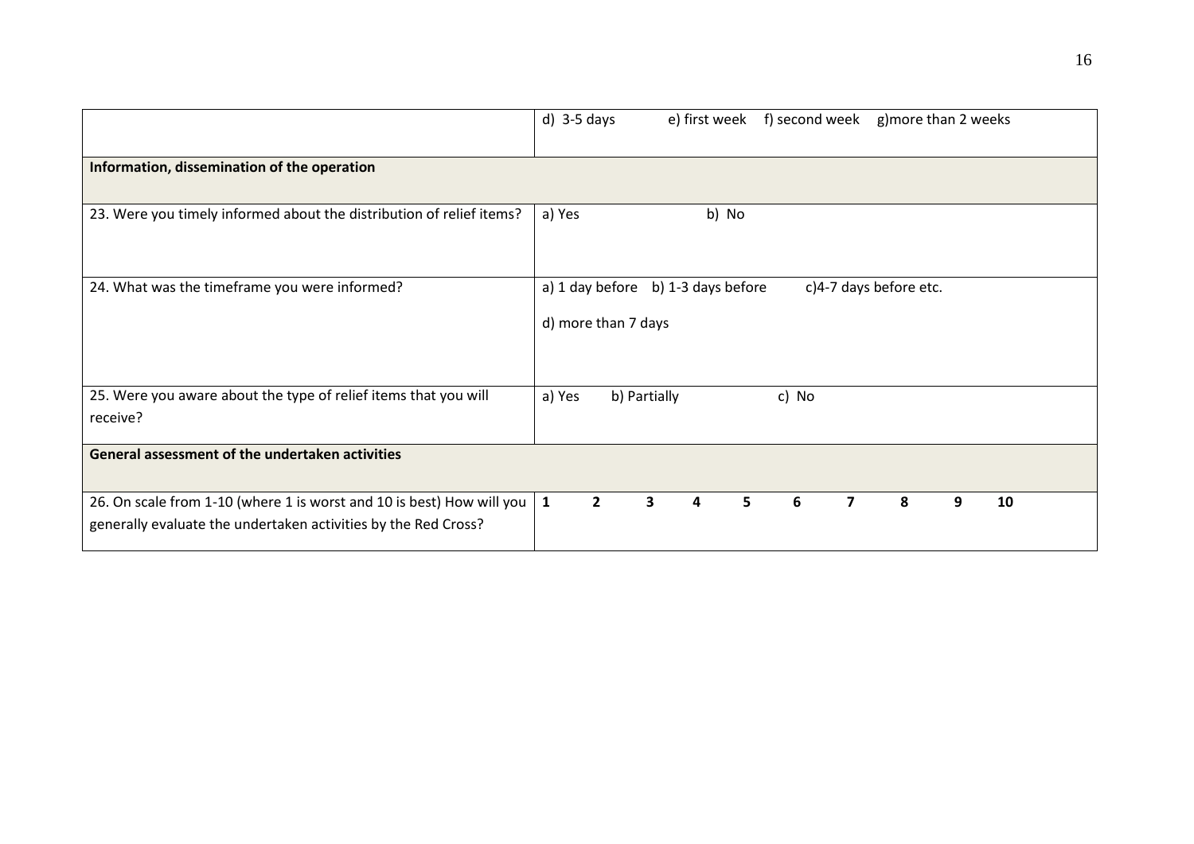| | |
|---|---|
| | d) 3-5 days e) first week f) second week g)more than 2 weeks |
| **Information, dissemination of the operation** | |
| 23. Were you timely informed about the distribution of relief items? | a) Yes b) No |
| 24. What was the timeframe you were informed? | a) 1 day before b) 1-3 days before c)4-7 days before etc.<br><br>d) more than 7 days |
| 25. Were you aware about the type of relief items that you will receive? | a) Yes b) Partially c) No |
| **General assessment of the undertaken activities** | |
| 26. On scale from 1-10 (where 1 is worst and 10 is best) How will you generally evaluate the undertaken activities by the Red Cross? | **1 2 3 4 5 6 7 8 9 10** |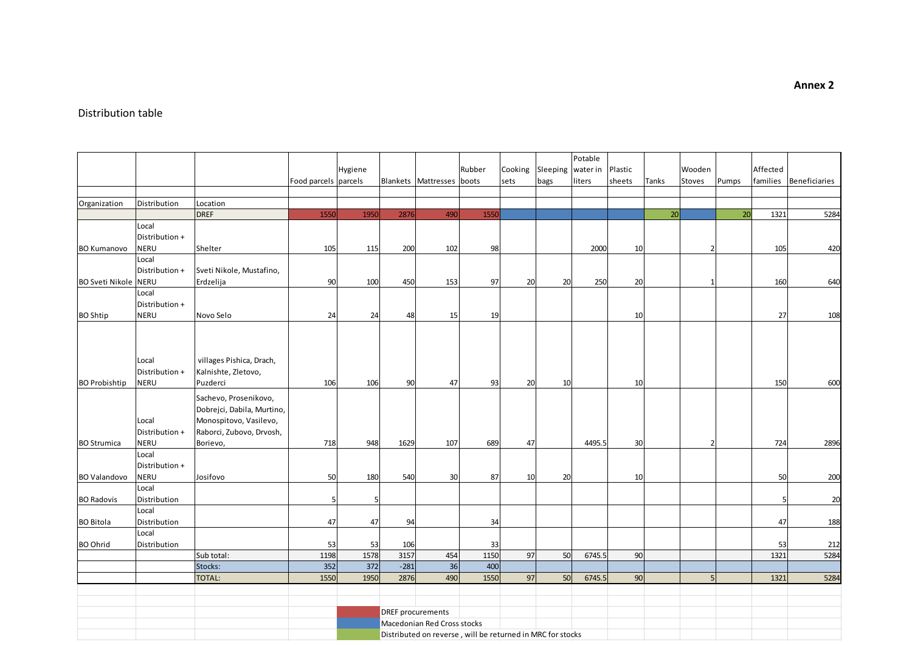**Annex 2**

Distribution table

| Organization | Distribution | Location | Food parcels | Hygiene parcels | Blankets | Mattresses | Rubber boots | Cooking sets | Sleeping bags | Potable water in liters | Plastic sheets | Tanks | Wooden Stoves | Pumps | Affected families | Beneficiaries |
|---|---|---|---|---|---|---|---|---|---|---|---|---|---|---|---|---|
| | | DREF | 1550 | 1950 | 2876 | 490 | 1550 | | | | | 20 | | 20 | 1321 | 5284 |
| BO Kumanovo | Local Distribution + NERU | Shelter | 105 | 115 | 200 | 102 | 98 | | | 2000 | 10 | | 2 | | 105 | 420 |
| BO Sveti Nikole | Local Distribution + NERU | Sveti Nikole, Mustafino, Erdzelija | 90 | 100 | 450 | 153 | 97 | 20 | 20 | 250 | 20 | | 1 | | 160 | 640 |
| BO Shtip | Local Distribution + NERU | Novo Selo | 24 | 24 | 48 | 15 | 19 | | | | 10 | | | | 27 | 108 |
| BO Probishtip | Local Distribution + NERU | villages Pishica, Drach, Kalnishte, Zletovo, Puzderci | 106 | 106 | 90 | 47 | 93 | 20 | 10 | | 10 | | | | 150 | 600 |
| BO Strumica | Local Distribution + NERU | Sachevo, Prosenikovo, Dobrejci, Dabila, Murtino, Monospitovo, Vasilevo, Raborci, Zubovo, Drvosh, Borievo, | 718 | 948 | 1629 | 107 | 689 | 47 | | 4495.5 | 30 | | 2 | | 724 | 2896 |
| BO Valandovo | Local Distribution + NERU | Josifovo | 50 | 180 | 540 | 30 | 87 | 10 | 20 | | 10 | | | | 50 | 200 |
| BO Radovis | Local Distribution | | 5 | 5 | | | | | | | | | | | 5 | 20 |
| BO Bitola | Local Distribution | | 47 | 47 | 94 | | 34 | | | | | | | | 47 | 188 |
| BO Ohrid | Local Distribution | | 53 | 53 | 106 | | 33 | | | | | | | | 53 | 212 |
| | | Sub total: | 1198 | 1578 | 3157 | 454 | 1150 | 97 | 50 | 6745.5 | 90 | | | | 1321 | 5284 |
| | | Stocks: | 352 | 372 | -281 | 36 | 400 | | | | | | | | | |
| | | TOTAL: | 1550 | 1950 | 2876 | 490 | 1550 | 97 | 50 | 6745.5 | 90 | | 5 | | 1321 | 5284 |

Legend:
- DREF procurements (red)
- Macedonian Red Cross stocks (blue)
- Distributed on reverse , will be returned in MRC for stocks (green)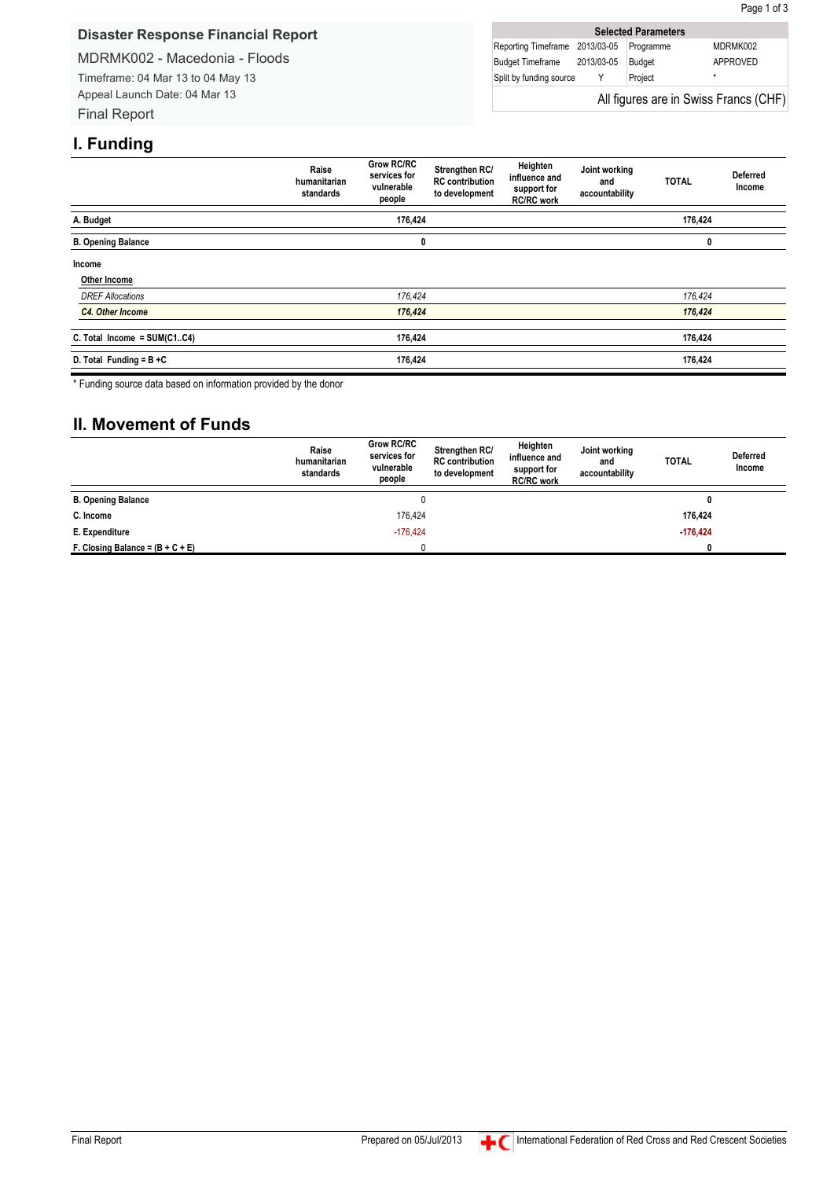## Disaster Response Financial Report

MDRMK002 - Macedonia - Floods

Timeframe: 04 Mar 13 to 04 May 13

Appeal Launch Date: 04 Mar 13

Final Report

| Selected Parameters | | | |
|---|---|---|---|
| Reporting Timeframe | 2013/03-05 | Programme | MDRMK002 |
| Budget Timeframe | 2013/03-05 | Budget | APPROVED |
| Split by funding source | Y | Project | * |

All figures are in Swiss Francs (CHF)

# I. Funding

| | Raise humanitarian standards | Grow RC/RC services for vulnerable people | Strengthen RC/ RC contribution to development | Heighten influence and support for RC/RC work | Joint working and accountability | TOTAL | Deferred Income |
|---|---|---|---|---|---|---|---|
| **A. Budget** | | **176,424** | | | | **176,424** | |
| **B. Opening Balance** | | **0** | | | | **0** | |
| **Income** | | | | | | | |
| **Other Income** | | | | | | | |
| *DREF Allocations* | | *176,424* | | | | *176,424* | |
| ***C4. Other Income*** | | ***176,424*** | | | | ***176,424*** | |
| **C. Total Income = SUM(C1..C4)** | | **176,424** | | | | **176,424** | |
| **D. Total Funding = B +C** | | **176,424** | | | | **176,424** | |

\* Funding source data based on information provided by the donor

# II. Movement of Funds

| | Raise humanitarian standards | Grow RC/RC services for vulnerable people | Strengthen RC/ RC contribution to development | Heighten influence and support for RC/RC work | Joint working and accountability | TOTAL | Deferred Income |
|---|---|---|---|---|---|---|---|
| **B. Opening Balance** | | 0 | | | | **0** | |
| **C. Income** | | 176,424 | | | | **176,424** | |
| **E. Expenditure** | | -176,424 | | | | **-176,424** | |
| **F. Closing Balance = (B + C + E)** | | 0 | | | | **0** | |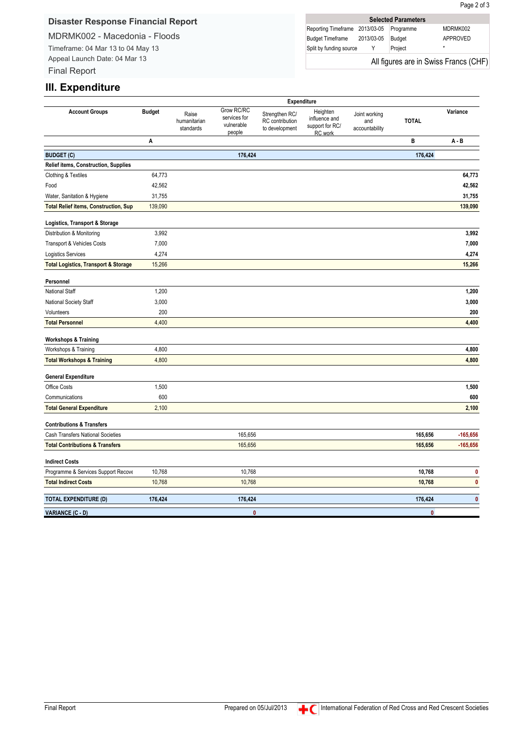## Disaster Response Financial Report

MDRMK002 - Macedonia - Floods

Timeframe: 04 Mar 13 to 04 May 13

Appeal Launch Date: 04 Mar 13

Final Report

| Selected Parameters | | | |
|---|---|---|---|
| Reporting Timeframe | 2013/03-05 | Programme | MDRMK002 |
| Budget Timeframe | 2013/03-05 | Budget | APPROVED |
| Split by funding source | Y | Project | * |

All figures are in Swiss Francs (CHF)

# III. Expenditure

| Account Groups | Budget | Raise humanitarian standards | Grow RC/RC services for vulnerable people | Strengthen RC/RC contribution to development | Heighten influence and support for RC/RC work | Joint working and accountability | TOTAL | Variance |
|---|---|---|---|---|---|---|---|---|
| | A | | | | | | B | A - B |
| **BUDGET (C)** | | | **176,424** | | | | **176,424** | |
| **Relief items, Construction, Supplies** | | | | | | | | |
| Clothing & Textiles | 64,773 | | | | | | | **64,773** |
| Food | 42,562 | | | | | | | **42,562** |
| Water, Sanitation & Hygiene | 31,755 | | | | | | | **31,755** |
| **Total Relief items, Construction, Sup** | 139,090 | | | | | | | **139,090** |
| **Logistics, Transport & Storage** | | | | | | | | |
| Distribution & Monitoring | 3,992 | | | | | | | **3,992** |
| Transport & Vehicles Costs | 7,000 | | | | | | | **7,000** |
| Logistics Services | 4,274 | | | | | | | **4,274** |
| **Total Logistics, Transport & Storage** | 15,266 | | | | | | | **15,266** |
| **Personnel** | | | | | | | | |
| National Staff | 1,200 | | | | | | | **1,200** |
| National Society Staff | 3,000 | | | | | | | **3,000** |
| Volunteers | 200 | | | | | | | **200** |
| **Total Personnel** | 4,400 | | | | | | | **4,400** |
| **Workshops & Training** | | | | | | | | |
| Workshops & Training | 4,800 | | | | | | | **4,800** |
| **Total Workshops & Training** | 4,800 | | | | | | | **4,800** |
| **General Expenditure** | | | | | | | | |
| Office Costs | 1,500 | | | | | | | **1,500** |
| Communications | 600 | | | | | | | **600** |
| **Total General Expenditure** | 2,100 | | | | | | | **2,100** |
| **Contributions & Transfers** | | | | | | | | |
| Cash Transfers National Societies | | | 165,656 | | | | **165,656** | **-165,656** |
| **Total Contributions & Transfers** | | | 165,656 | | | | **165,656** | **-165,656** |
| **Indirect Costs** | | | | | | | | |
| Programme & Services Support Recove | 10,768 | | 10,768 | | | | **10,768** | **0** |
| **Total Indirect Costs** | 10,768 | | 10,768 | | | | **10,768** | **0** |
| **TOTAL EXPENDITURE (D)** | **176,424** | | **176,424** | | | | **176,424** | **0** |
| **VARIANCE (C - D)** | | | **0** | | | | **0** | |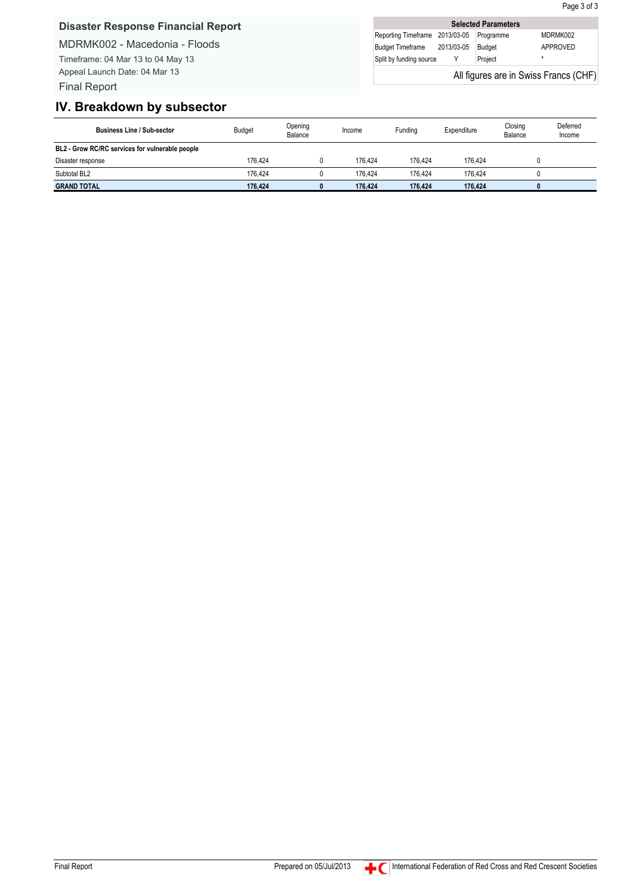## Disaster Response Financial Report

MDRMK002 - Macedonia - Floods

Timeframe: 04 Mar 13 to 04 May 13

Appeal Launch Date: 04 Mar 13

Final Report

| Selected Parameters | | | |
|---|---|---|---|
| Reporting Timeframe | 2013/03-05 | Programme | MDRMK002 |
| Budget Timeframe | 2013/03-05 | Budget | APPROVED |
| Split by funding source | Y | Project | * |

All figures are in Swiss Francs (CHF)

# IV. Breakdown by subsector

| Business Line / Sub-sector | Budget | Opening Balance | Income | Funding | Expenditure | Closing Balance | Deferred Income |
|---|---|---|---|---|---|---|---|
| **BL2 - Grow RC/RC services for vulnerable people** | | | | | | | |
| Disaster response | 176,424 | 0 | 176,424 | 176,424 | 176,424 | 0 | |
| Subtotal BL2 | 176,424 | 0 | 176,424 | 176,424 | 176,424 | 0 | |
| **GRAND TOTAL** | **176,424** | **0** | **176,424** | **176,424** | **176,424** | **0** | |

Final Report — Prepared on 05/Jul/2013 — International Federation of Red Cross and Red Crescent Societies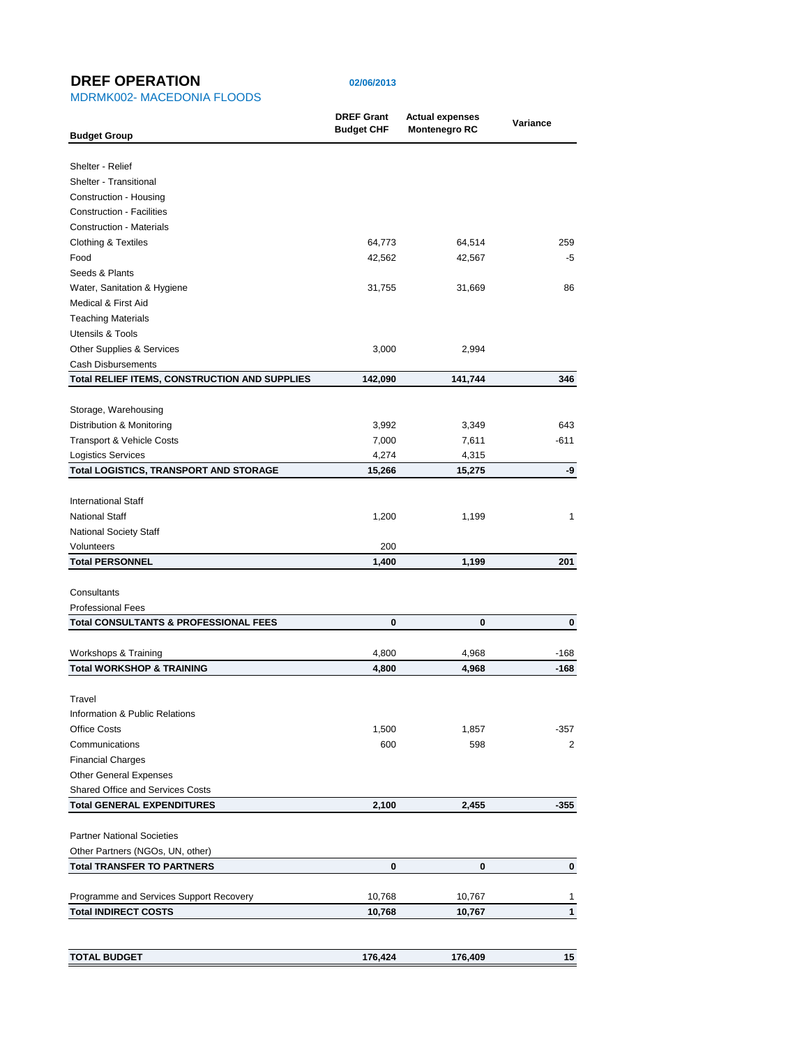# DREF OPERATION

02/06/2013

MDRMK002- MACEDONIA FLOODS

| Budget Group | DREF Grant Budget CHF | Actual expenses Montenegro RC | Variance |
|---|---|---|---|
| Shelter - Relief | | | |
| Shelter - Transitional | | | |
| Construction - Housing | | | |
| Construction - Facilities | | | |
| Construction - Materials | | | |
| Clothing & Textiles | 64,773 | 64,514 | 259 |
| Food | 42,562 | 42,567 | -5 |
| Seeds & Plants | | | |
| Water, Sanitation & Hygiene | 31,755 | 31,669 | 86 |
| Medical & First Aid | | | |
| Teaching Materials | | | |
| Utensils & Tools | | | |
| Other Supplies & Services | 3,000 | 2,994 | |
| Cash Disbursements | | | |
| **Total RELIEF ITEMS, CONSTRUCTION AND SUPPLIES** | **142,090** | **141,744** | **346** |
| Storage, Warehousing | | | |
| Distribution & Monitoring | 3,992 | 3,349 | 643 |
| Transport & Vehicle Costs | 7,000 | 7,611 | -611 |
| Logistics Services | 4,274 | 4,315 | |
| **Total LOGISTICS, TRANSPORT AND STORAGE** | **15,266** | **15,275** | **-9** |
| International Staff | | | |
| National Staff | 1,200 | 1,199 | 1 |
| National Society Staff | | | |
| Volunteers | 200 | | |
| **Total PERSONNEL** | **1,400** | **1,199** | **201** |
| Consultants | | | |
| Professional Fees | | | |
| **Total CONSULTANTS & PROFESSIONAL FEES** | **0** | **0** | **0** |
| Workshops & Training | 4,800 | 4,968 | -168 |
| **Total WORKSHOP & TRAINING** | **4,800** | **4,968** | **-168** |
| Travel | | | |
| Information & Public Relations | | | |
| Office Costs | 1,500 | 1,857 | -357 |
| Communications | 600 | 598 | 2 |
| Financial Charges | | | |
| Other General Expenses | | | |
| Shared Office and Services Costs | | | |
| **Total GENERAL EXPENDITURES** | **2,100** | **2,455** | **-355** |
| Partner National Societies | | | |
| Other Partners (NGOs, UN, other) | | | |
| **Total TRANSFER TO PARTNERS** | **0** | **0** | **0** |
| Programme and Services Support Recovery | 10,768 | 10,767 | 1 |
| **Total INDIRECT COSTS** | **10,768** | **10,767** | **1** |
| **TOTAL BUDGET** | **176,424** | **176,409** | **15** |